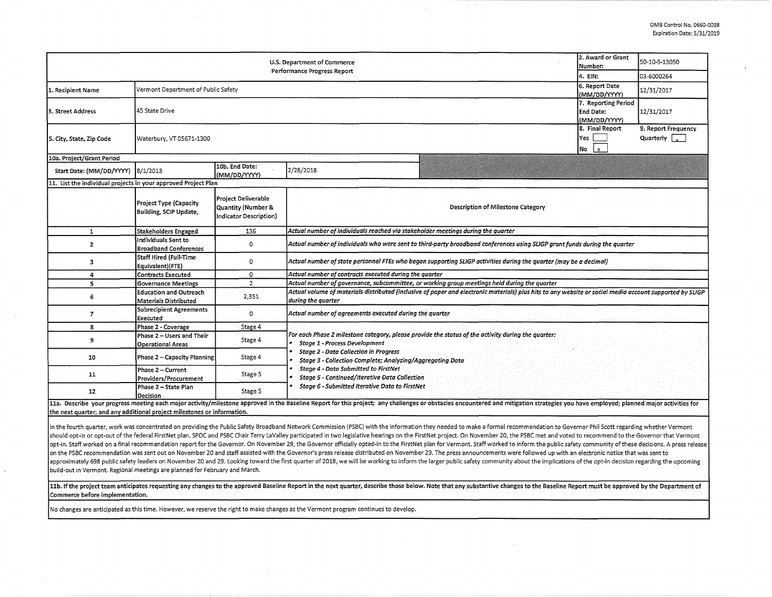OMB Control No. 0660-0038
Expiration Date: 5/31/2019

| U.S. Department of Commerce Performance Progress Report | | | | 2. Award or Grant Number: | 50-10-S-13050 |
|---|---|---|---|---|---|
| | | | | 4. EIN: | 03-6000264 |
| 1. Recipient Name | Vermont Department of Public Safety | | | 6. Report Date (MM/DD/YYYY) | 12/31/2017 |
| 3. Street Address | 45 State Drive | | | 7. Reporting Period End Date: (MM/DD/YYYY) | 12/31/2017 |
| 5. City, State, Zip Code | Waterbury, VT 05671-1300 | | | 8. Final Report Yes [ ] No [x] | 9. Report Frequency Quarterly [x] |
| 10a. Project/Grant Period | | | | | |
| Start Date: (MM/DD/YYYY) | 8/1/2013 | 10b. End Date: (MM/DD/YYYY) | 2/28/2018 | | |

**11. List the individual projects in your approved Project Plan**

| | Project Type (Capacity Building, SCIP Update, | Project Deliverable Quantity (Number & Indicator Description) | Description of Milestone Category |
|---|---|---|---|
| 1 | Stakeholders Engaged | 136 | *Actual number of individuals reached via stakeholder meetings during the quarter* |
| 2 | Individuals Sent to Broadband Conferences | 0 | *Actual number of individuals who were sent to third-party broadband conferences using SLIGP grant funds during the quarter* |
| 3 | Staff Hired (Full-Time Equivalent)(FTE) | 0 | *Actual number of state personnel FTEs who began supporting SLIGP activities during the quarter (may be a decimal)* |
| 4 | Contracts Executed | 0 | *Actual number of contracts executed during the quarter* |
| 5 | Governance Meetings | 2 | *Actual number of governance, subcommittee, or working group meetings held during the quarter* |
| 6 | Education and Outreach Materials Distributed | 2,351 | *Actual volume of materials distributed (inclusive of paper and electronic materials) plus hits to any website or social media account supported by SLIGP during the quarter* |
| 7 | Subrecipient Agreements Executed | 0 | *Actual number of agreements executed during the quarter* |
| 8 | Phase 2 - Coverage | Stage 4 | *For each Phase 2 milestone category, please provide the status of the activity during the quarter:* <br>• *Stage 1 - Process Development* <br>• *Stage 2 - Data Collection in Progress* <br>• *Stage 3 - Collection Complete; Analyzing/Aggregating Data* <br>• *Stage 4 - Data Submitted to FirstNet* <br>• *Stage 5 - Continued/Iterative Data Collection* <br>• *Stage 6 - Submitted Iterative Data to FirstNet* |
| 9 | Phase 2 – Users and Their Operational Areas | Stage 4 | |
| 10 | Phase 2 – Capacity Planning | Stage 4 | |
| 11 | Phase 2 – Current Providers/Procurement | Stage 5 | |
| 12 | Phase 2 – State Plan Decision | Stage 5 | |

**11a. Describe your progress meeting each major activity/milestone approved in the Baseline Report for this project; any challenges or obstacles encountered and mitigation strategies you have employed; planned major activities for the next quarter; and any additional project milestones or information.**

In the fourth quarter, work was concentrated on providing the Public Safety Broadband Network Commission (PSBC) with the information they needed to make a formal recommendation to Governor Phil Scott regarding whether Vermont should opt-in or opt-out of the federal FirstNet plan. SPOC and PSBC Chair Terry LaValley participated in two legislative hearings on the FirstNet project. On November 20, the PSBC met and voted to recommend to the Governor that Vermont opt-in. Staff worked on a final recommendation report for the Governor. On November 29, the Governor officially opted-in to the FirstNet plan for Vermont. Staff worked to inform the public safety community of these decisions. A press release on the PSBC recommendation was sent out on November 20 and staff assisted with the Governor's press release distributed on November 29. The press announcements were followed up with an electronic notice that was sent to approximately 698 public safety leaders on November 20 and 29. Looking toward the first quarter of 2018, we will be working to inform the larger public safety community about the implications of the opt-in decision regarding the upcoming build-out in Vermont. Regional meetings are planned for February and March.

**11b. If the project team anticipates requesting any changes to the approved Baseline Report in the next quarter, describe those below. Note that any substantive changes to the Baseline Report must be approved by the Department of Commerce before implementation.**

No changes are anticipated as this time. However, we reserve the right to make changes as the Vermont program continues to develop.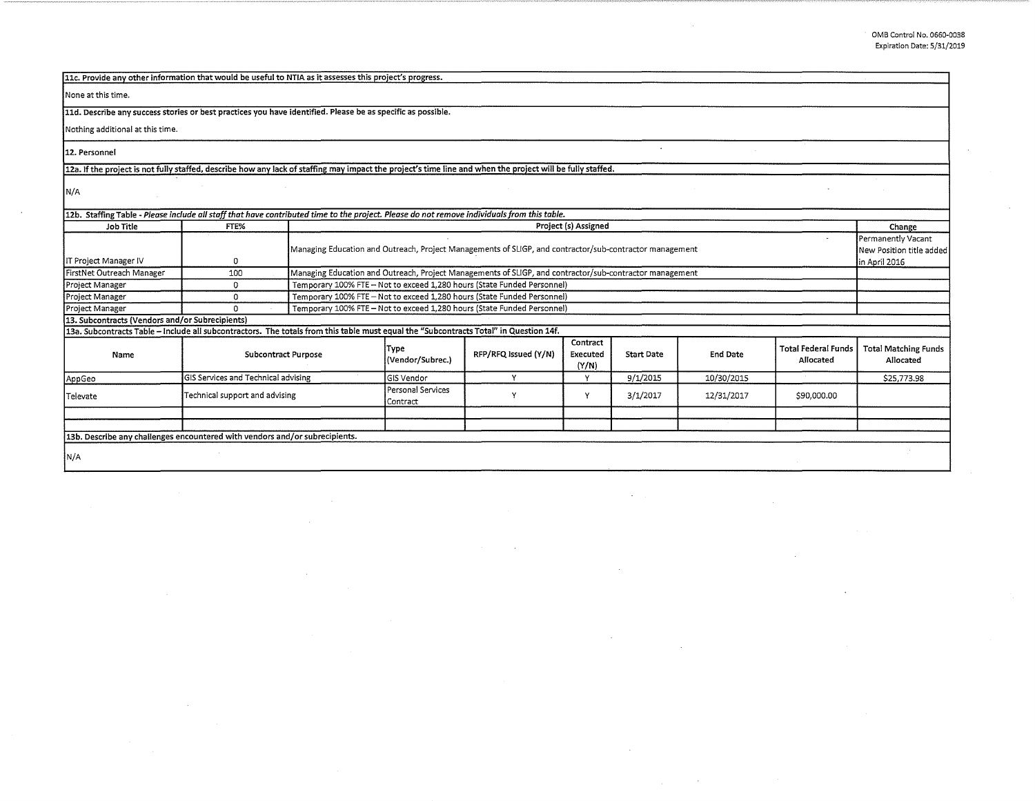**11c. Provide any other information that would be useful to NTIA as it assesses this project's progress.**

None at this time.

**11d. Describe any success stories or best practices you have identified. Please be as specific as possible.**

Nothing additional at this time.

**12. Personnel**

**12a. If the project is not fully staffed, describe how any lack of staffing may impact the project's time line and when the project will be fully staffed.**

N/A

**12b. Staffing Table** - *Please include all staff that have contributed time to the project. Please do not remove individuals from this table.*

| Job Title | FTE% | Project (s) Assigned | Change |
|---|---|---|---|
| IT Project Manager IV | 0 | Managing Education and Outreach, Project Managements of SLIGP, and contractor/sub-contractor management | Permanently Vacant New Position title added in April 2016 |
| FirstNet Outreach Manager | 100 | Managing Education and Outreach, Project Managements of SLIGP, and contractor/sub-contractor management | |
| Project Manager | 0 | Temporary 100% FTE – Not to exceed 1,280 hours (State Funded Personnel) | |
| Project Manager | 0 | Temporary 100% FTE – Not to exceed 1,280 hours (State Funded Personnel) | |
| Project Manager | 0 | Temporary 100% FTE – Not to exceed 1,280 hours (State Funded Personnel) | |

**13. Subcontracts (Vendors and/or Subrecipients)**

**13a. Subcontracts Table – Include all subcontractors. The totals from this table must equal the "Subcontracts Total" in Question 14f.**

| Name | Subcontract Purpose | Type (Vendor/Subrec.) | RFP/RFQ Issued (Y/N) | Contract Executed (Y/N) | Start Date | End Date | Total Federal Funds Allocated | Total Matching Funds Allocated |
|---|---|---|---|---|---|---|---|---|
| AppGeo | GIS Services and Technical advising | GIS Vendor | Y | Y | 9/1/2015 | 10/30/2015 | | $25,773.98 |
| Televate | Technical support and advising | Personal Services Contract | Y | Y | 3/1/2017 | 12/31/2017 | $90,000.00 | |
| | | | | | | | | |
| | | | | | | | | |

**13b. Describe any challenges encountered with vendors and/or subrecipients.**

N/A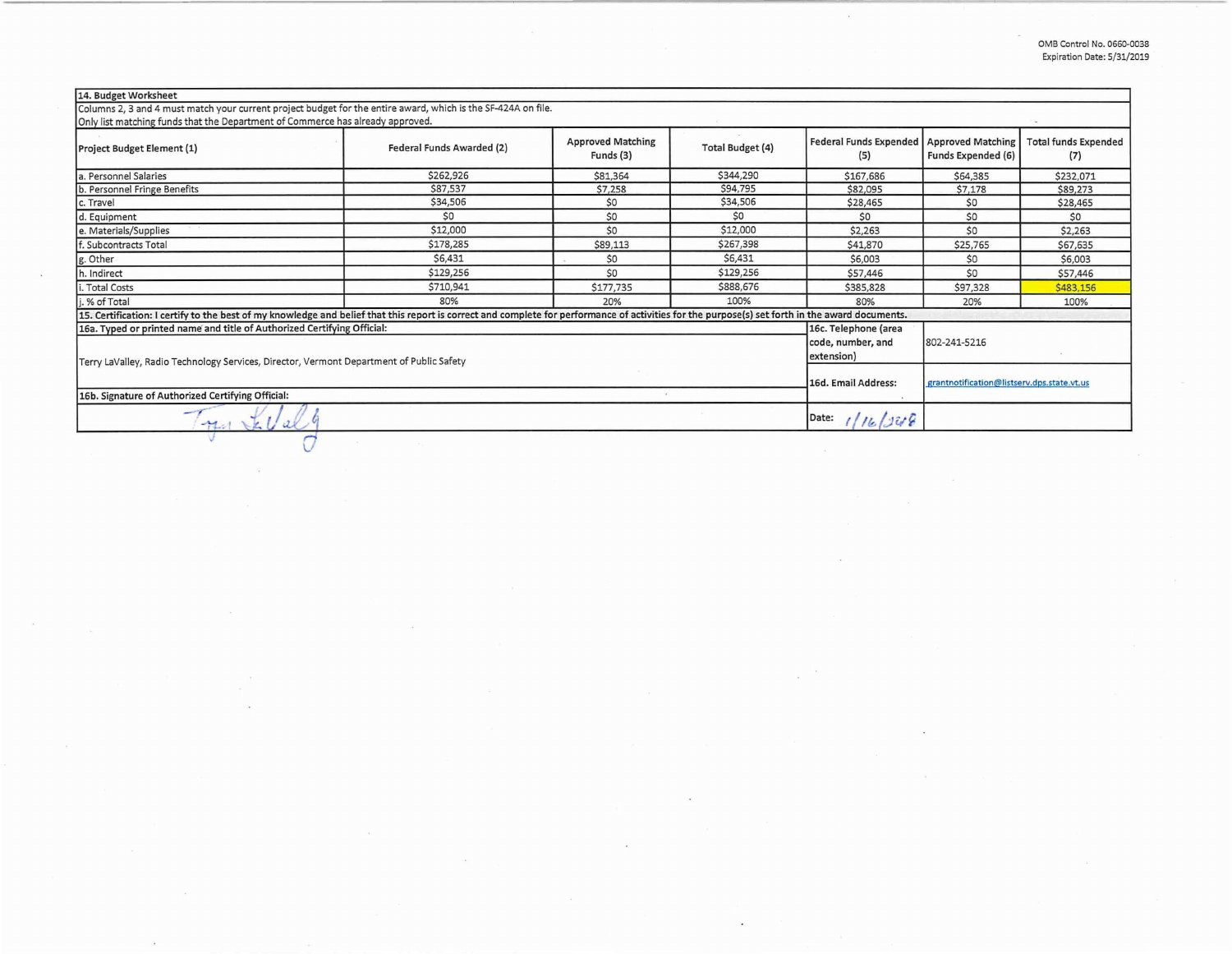OMB Control No. 0660-0038
Expiration Date: 5/31/2019

| 14. Budget Worksheet | | | | | | |
|---|---|---|---|---|---|---|
| Columns 2, 3 and 4 must match your current project budget for the entire award, which is the SF-424A on file.<br>Only list matching funds that the Department of Commerce has already approved. | | | | | | |
| Project Budget Element (1) | Federal Funds Awarded (2) | Approved Matching Funds (3) | Total Budget (4) | Federal Funds Expended (5) | Approved Matching Funds Expended (6) | Total funds Expended (7) |
| a. Personnel Salaries | $262,926 | $81,364 | $344,290 | $167,686 | $64,385 | $232,071 |
| b. Personnel Fringe Benefits | $87,537 | $7,258 | $94,795 | $82,095 | $7,178 | $89,273 |
| c. Travel | $34,506 | $0 | $34,506 | $28,465 | $0 | $28,465 |
| d. Equipment | $0 | $0 | $0 | $0 | $0 | $0 |
| e. Materials/Supplies | $12,000 | $0 | $12,000 | $2,263 | $0 | $2,263 |
| f. Subcontracts Total | $178,285 | $89,113 | $267,398 | $41,870 | $25,765 | $67,635 |
| g. Other | $6,431 | $0 | $6,431 | $6,003 | $0 | $6,003 |
| h. Indirect | $129,256 | $0 | $129,256 | $57,446 | $0 | $57,446 |
| i. Total Costs | $710,941 | $177,735 | $888,676 | $385,828 | $97,328 | $483,156 |
| j. % of Total | 80% | 20% | 100% | 80% | 20% | 100% |

15. Certification: I certify to the best of my knowledge and belief that this report is correct and complete for performance of activities for the purpose(s) set forth in the award documents.

| | | |
|---|---|---|
| 16a. Typed or printed name and title of Authorized Certifying Official:<br>Terry LaValley, Radio Technology Services, Director, Vermont Department of Public Safety | 16c. Telephone (area code, number, and extension) | 802-241-5216 |
| | 16d. Email Address: | grantnotification@listserv.dps.state.vt.us |
| 16b. Signature of Authorized Certifying Official:<br>Terry LaValley | Date: 1/16/2018 | |